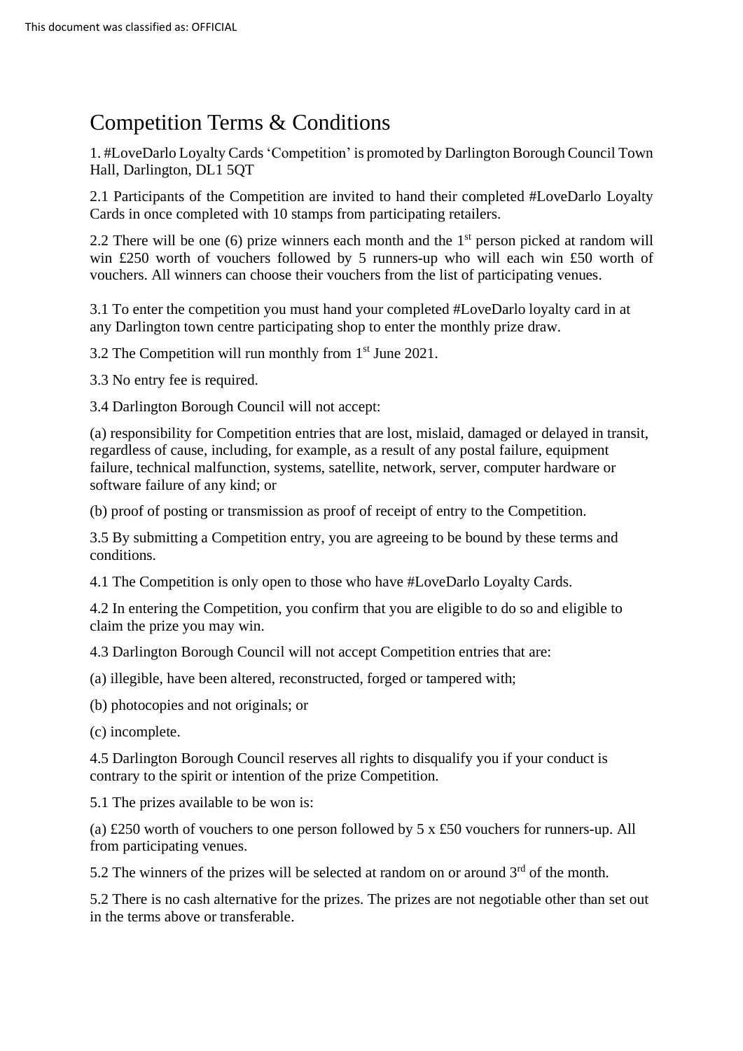# Competition Terms & Conditions

1. #LoveDarlo Loyalty Cards 'Competition' is promoted by Darlington Borough Council Town Hall, Darlington, DL1 5QT

2.1 Participants of the Competition are invited to hand their completed #LoveDarlo Loyalty Cards in once completed with 10 stamps from participating retailers.

2.2 There will be one (6) prize winners each month and the 1st person picked at random will win £250 worth of vouchers followed by 5 runners-up who will each win £50 worth of vouchers. All winners can choose their vouchers from the list of participating venues.

3.1 To enter the competition you must hand your completed #LoveDarlo loyalty card in at any Darlington town centre participating shop to enter the monthly prize draw.

3.2 The Competition will run monthly from 1st June 2021.

3.3 No entry fee is required.

3.4 Darlington Borough Council will not accept:

(a) responsibility for Competition entries that are lost, mislaid, damaged or delayed in transit, regardless of cause, including, for example, as a result of any postal failure, equipment failure, technical malfunction, systems, satellite, network, server, computer hardware or software failure of any kind; or

(b) proof of posting or transmission as proof of receipt of entry to the Competition.

3.5 By submitting a Competition entry, you are agreeing to be bound by these terms and conditions.

4.1 The Competition is only open to those who have #LoveDarlo Loyalty Cards.

4.2 In entering the Competition, you confirm that you are eligible to do so and eligible to claim the prize you may win.

4.3 Darlington Borough Council will not accept Competition entries that are:

(a) illegible, have been altered, reconstructed, forged or tampered with;

(b) photocopies and not originals; or

(c) incomplete.

4.5 Darlington Borough Council reserves all rights to disqualify you if your conduct is contrary to the spirit or intention of the prize Competition.

5.1 The prizes available to be won is:

(a) £250 worth of vouchers to one person followed by 5 x £50 vouchers for runners-up. All from participating venues.

5.2 The winners of the prizes will be selected at random on or around 3rd of the month.

5.2 There is no cash alternative for the prizes. The prizes are not negotiable other than set out in the terms above or transferable.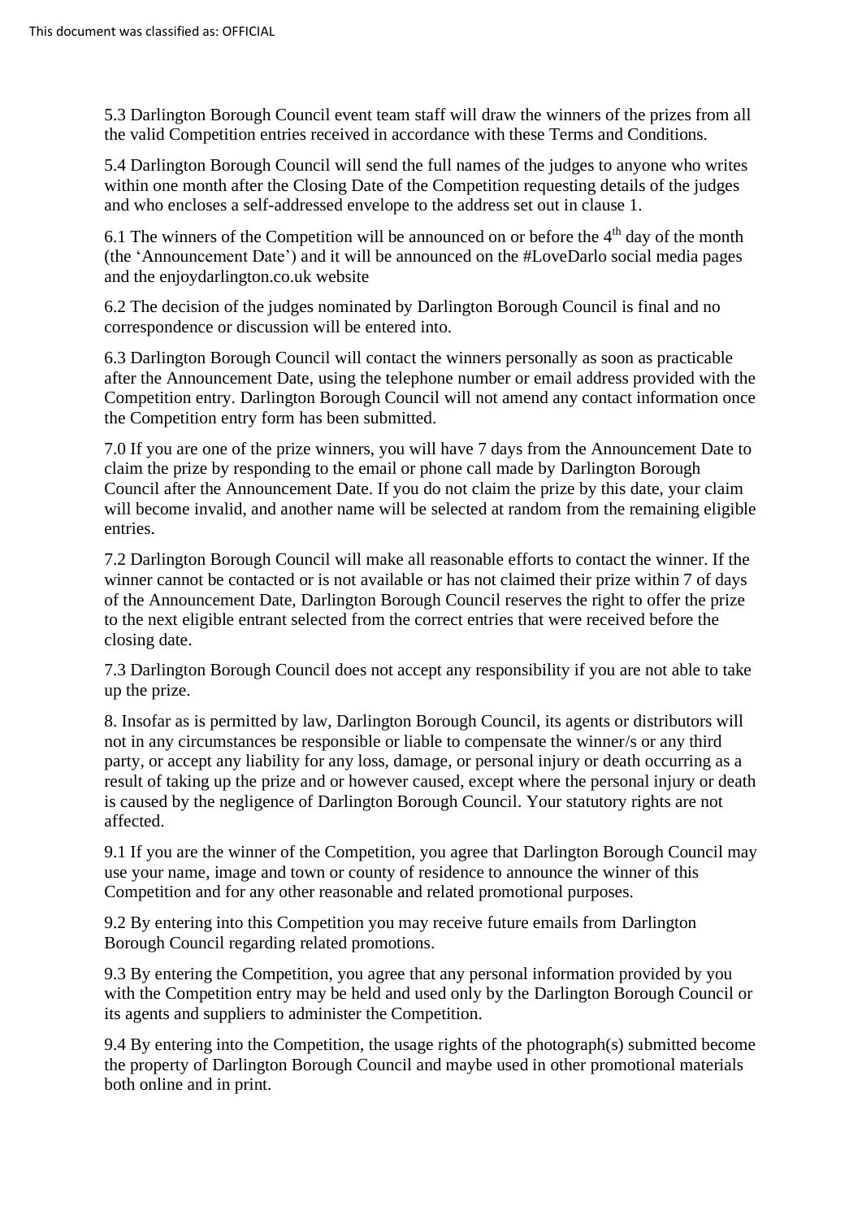5.3 Darlington Borough Council event team staff will draw the winners of the prizes from all the valid Competition entries received in accordance with these Terms and Conditions.

5.4 Darlington Borough Council will send the full names of the judges to anyone who writes within one month after the Closing Date of the Competition requesting details of the judges and who encloses a self-addressed envelope to the address set out in clause 1.

6.1 The winners of the Competition will be announced on or before the 4th day of the month (the 'Announcement Date') and it will be announced on the #LoveDarlo social media pages and the enjoydarlington.co.uk website

6.2 The decision of the judges nominated by Darlington Borough Council is final and no correspondence or discussion will be entered into.

6.3 Darlington Borough Council will contact the winners personally as soon as practicable after the Announcement Date, using the telephone number or email address provided with the Competition entry. Darlington Borough Council will not amend any contact information once the Competition entry form has been submitted.

7.0 If you are one of the prize winners, you will have 7 days from the Announcement Date to claim the prize by responding to the email or phone call made by Darlington Borough Council after the Announcement Date. If you do not claim the prize by this date, your claim will become invalid, and another name will be selected at random from the remaining eligible entries.

7.2 Darlington Borough Council will make all reasonable efforts to contact the winner. If the winner cannot be contacted or is not available or has not claimed their prize within 7 of days of the Announcement Date, Darlington Borough Council reserves the right to offer the prize to the next eligible entrant selected from the correct entries that were received before the closing date.

7.3 Darlington Borough Council does not accept any responsibility if you are not able to take up the prize.

8. Insofar as is permitted by law, Darlington Borough Council, its agents or distributors will not in any circumstances be responsible or liable to compensate the winner/s or any third party, or accept any liability for any loss, damage, or personal injury or death occurring as a result of taking up the prize and or however caused, except where the personal injury or death is caused by the negligence of Darlington Borough Council. Your statutory rights are not affected.

9.1 If you are the winner of the Competition, you agree that Darlington Borough Council may use your name, image and town or county of residence to announce the winner of this Competition and for any other reasonable and related promotional purposes.

9.2 By entering into this Competition you may receive future emails from Darlington Borough Council regarding related promotions.

9.3 By entering the Competition, you agree that any personal information provided by you with the Competition entry may be held and used only by the Darlington Borough Council or its agents and suppliers to administer the Competition.

9.4 By entering into the Competition, the usage rights of the photograph(s) submitted become the property of Darlington Borough Council and maybe used in other promotional materials both online and in print.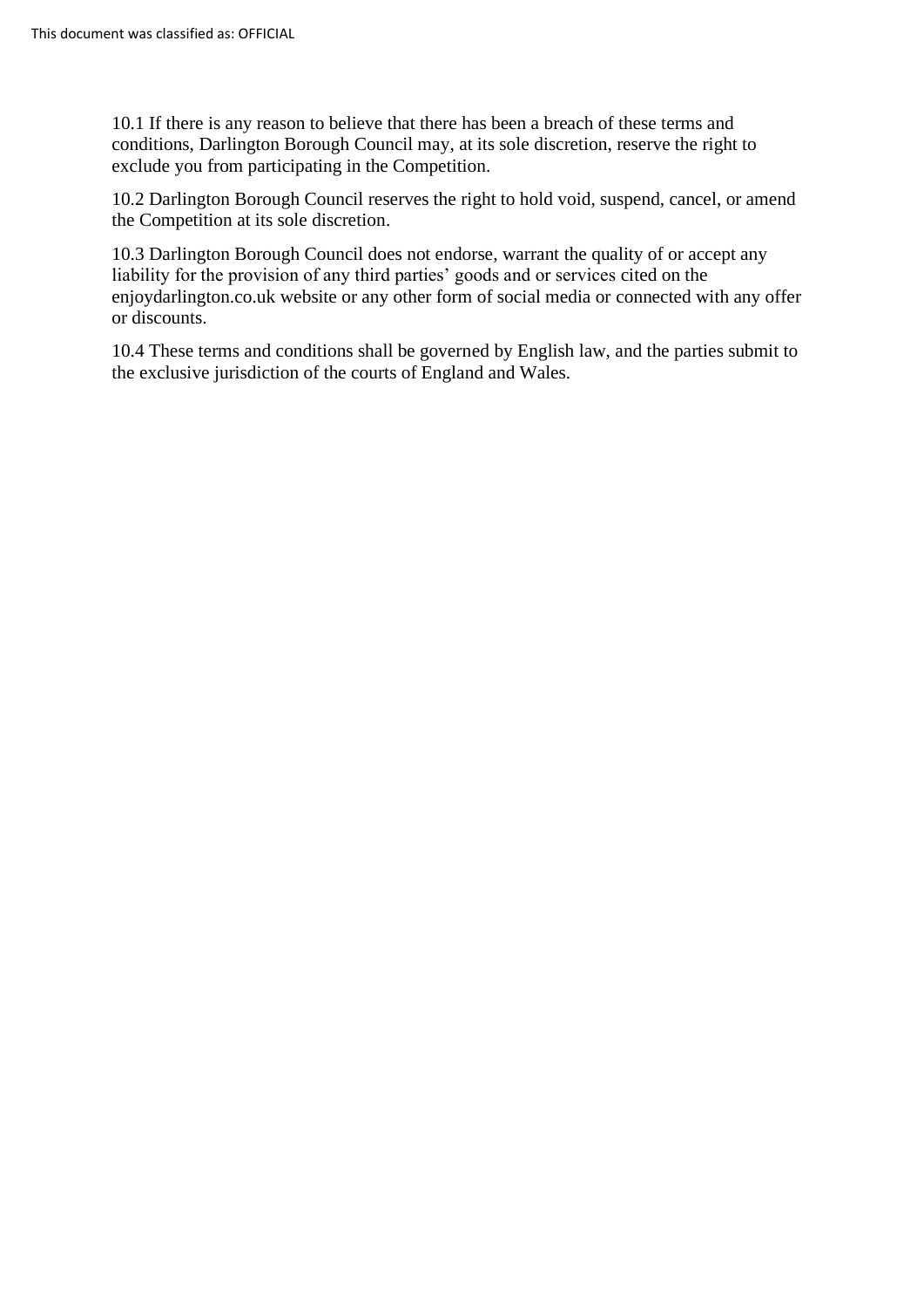10.1 If there is any reason to believe that there has been a breach of these terms and conditions, Darlington Borough Council may, at its sole discretion, reserve the right to exclude you from participating in the Competition.

10.2 Darlington Borough Council reserves the right to hold void, suspend, cancel, or amend the Competition at its sole discretion.

10.3 Darlington Borough Council does not endorse, warrant the quality of or accept any liability for the provision of any third parties' goods and or services cited on the enjoydarlington.co.uk website or any other form of social media or connected with any offer or discounts.

10.4 These terms and conditions shall be governed by English law, and the parties submit to the exclusive jurisdiction of the courts of England and Wales.